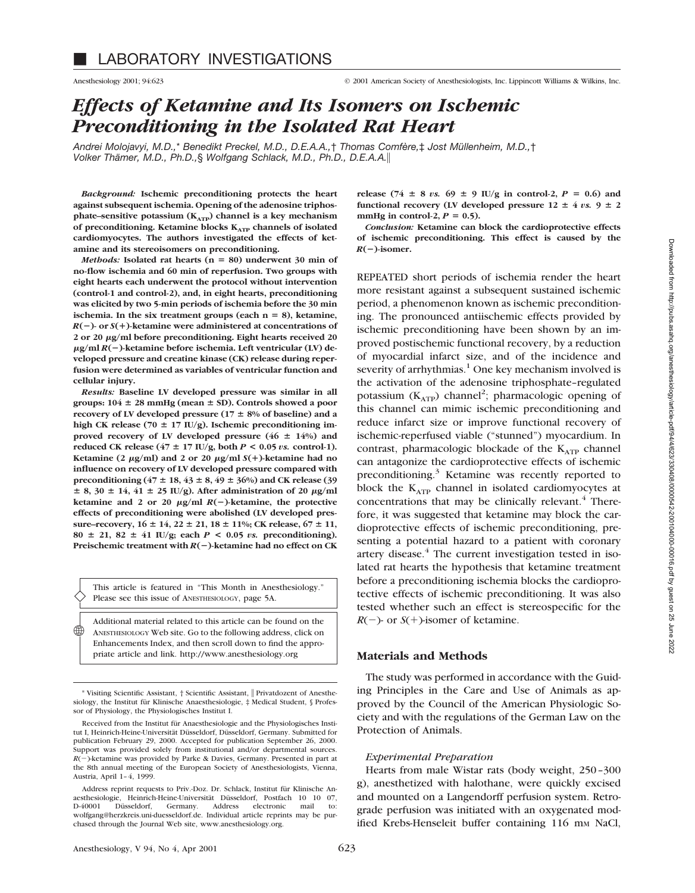# LABORATORY INVESTIGATIONS

Anesthesiology 2001; 94:623 © 2001 American Society of Anesthesiologists, Inc. Lippincott Williams & Wilkins, Inc.

# *Effects of Ketamine and Its Isomers on Ischemic Preconditioning in the Isolated Rat Heart*

*Andrei Molojavyi, M.D.,\* Benedikt Preckel, M.D., D.E.A.A.,† Thomas Comfère,‡ Jost Müllenheim, M.D.,† Volker Thämer, M.D., Ph.D.,§ Wolfgang Schlack, M.D., Ph.D., D.E.A.A.‖*

***Background:*** **Ischemic preconditioning protects the heart against subsequent ischemia. Opening of the adenosine triphosphate–sensitive potassium ($K_{ATP}$) channel is a key mechanism of preconditioning. Ketamine blocks $K_{ATP}$ channels of isolated cardiomyocytes. The authors investigated the effects of ketamine and its stereoisomers on preconditioning.**

***Methods:*** **Isolated rat hearts (n = 80) underwent 30 min of no-flow ischemia and 60 min of reperfusion. Two groups with eight hearts each underwent the protocol without intervention (control-1 and control-2), and, in eight hearts, preconditioning was elicited by two 5-min periods of ischemia before the 30 min ischemia. In the six treatment groups (each n = 8), ketamine, *R*(−)- or *S*(+)-ketamine were administered at concentrations of 2 or 20 μg/ml before preconditioning. Eight hearts received 20 μg/ml *R*(−)-ketamine before ischemia. Left ventricular (LV) developed pressure and creatine kinase (CK) release during reperfusion were determined as variables of ventricular function and cellular injury.**

***Results:*** **Baseline LV developed pressure was similar in all groups: 104 ± 28 mmHg (mean ± SD). Controls showed a poor recovery of LV developed pressure (17 ± 8% of baseline) and a high CK release (70 ± 17 IU/g). Ischemic preconditioning improved recovery of LV developed pressure (46 ± 14%) and reduced CK release (47 ± 17 IU/g, both $P < 0.05$ *vs.* control-1). Ketamine (2 μg/ml) and 2 or 20 μg/ml *S*(+)-ketamine had no influence on recovery of LV developed pressure compared with preconditioning (47 ± 18, 43 ± 8, 49 ± 36%) and CK release (39 ± 8, 30 ± 14, 41 ± 25 IU/g). After administration of 20 μg/ml ketamine and 2 or 20 μg/ml *R*(−)-ketamine, the protective effects of preconditioning were abolished (LV developed pressure–recovery, 16 ± 14, 22 ± 21, 18 ± 11%; CK release, 67 ± 11, 80 ± 21, 82 ± 41 IU/g; each $P < 0.05$ *vs.* preconditioning). Preischemic treatment with *R*(−)-ketamine had no effect on CK release (74 ± 8 *vs.* 69 ± 9 IU/g in control-2, $P = 0.6$) and functional recovery (LV developed pressure 12 ± 4 *vs.* 9 ± 2 mmHg in control-2, $P = 0.5$).**

***Conclusion:*** **Ketamine can block the cardioprotective effects of ischemic preconditioning. This effect is caused by the *R*(−)-isomer.**

This article is featured in "This Month in Anesthesiology." Please see this issue of ANESTHESIOLOGY, page 5A.

Additional material related to this article can be found on the ANESTHESIOLOGY Web site. Go to the following address, click on Enhancements Index, and then scroll down to find the appropriate article and link. http://www.anesthesiology.org

\* Visiting Scientific Assistant, † Scientific Assistant, ‖ Privatdozent of Anesthesiology, the Institut für Klinische Anaesthesiologie, ‡ Medical Student, § Professor of Physiology, the Physiologisches Institut I.

Received from the Institut für Anaesthesiologie and the Physiologisches Institut I, Heinrich-Heine-Universität Düsseldorf, Düsseldorf, Germany. Submitted for publication February 29, 2000. Accepted for publication September 26, 2000. Support was provided solely from institutional and/or departmental sources. *R*(−)-ketamine was provided by Parke & Davies, Germany. Presented in part at the 8th annual meeting of the European Society of Anesthesiologists, Vienna, Austria, April 1–4, 1999.

Address reprint requests to Priv.-Doz. Dr. Schlack, Institut für Klinische Anaesthesiologie, Heinrich-Heine-Universität Düsseldorf, Postfach 10 10 07, D-40001 Düsseldorf, Germany. Address electronic mail to: wolfgang@herzkreis.uni-duesseldorf.de. Individual article reprints may be purchased through the Journal Web site, www.anesthesiology.org.

REPEATED short periods of ischemia render the heart more resistant against a subsequent sustained ischemic period, a phenomenon known as ischemic preconditioning. The pronounced antiischemic effects provided by ischemic preconditioning have been shown by an improved postischemic functional recovery, by a reduction of myocardial infarct size, and of the incidence and severity of arrhythmias.[1] One key mechanism involved is the activation of the adenosine triphosphate–regulated potassium ($K_{ATP}$) channel[2]; pharmacologic opening of this channel can mimic ischemic preconditioning and reduce infarct size or improve functional recovery of ischemic-reperfused viable ("stunned") myocardium. In contrast, pharmacologic blockade of the $K_{ATP}$ channel can antagonize the cardioprotective effects of ischemic preconditioning.[3] Ketamine was recently reported to block the $K_{ATP}$ channel in isolated cardiomyocytes at concentrations that may be clinically relevant.[4] Therefore, it was suggested that ketamine may block the cardioprotective effects of ischemic preconditioning, presenting a potential hazard to a patient with coronary artery disease.[4] The current investigation tested in isolated rat hearts the hypothesis that ketamine treatment before a preconditioning ischemia blocks the cardioprotective effects of ischemic preconditioning. It was also tested whether such an effect is stereospecific for the *R*(−)- or *S*(+)-isomer of ketamine.

## Materials and Methods

The study was performed in accordance with the Guiding Principles in the Care and Use of Animals as approved by the Council of the American Physiologic Society and with the regulations of the German Law on the Protection of Animals.

### *Experimental Preparation*

Hearts from male Wistar rats (body weight, 250–300 g), anesthetized with halothane, were quickly excised and mounted on a Langendorff perfusion system. Retrograde perfusion was initiated with an oxygenated modified Krebs-Henseleit buffer containing 116 mM NaCl,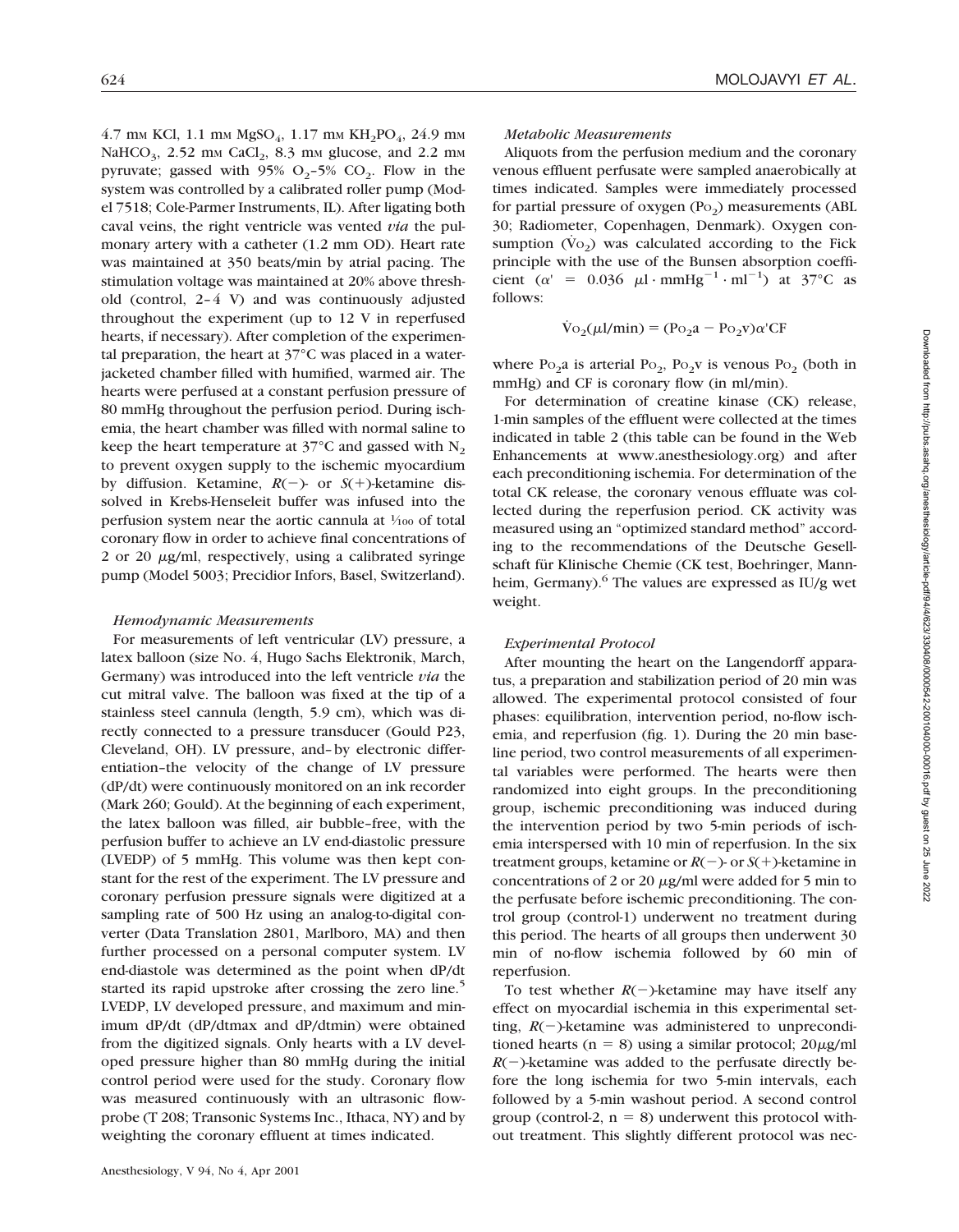4.7 mM KCl, 1.1 mM $MgSO_4$, 1.17 mM $KH_2PO_4$, 24.9 mM $NaHCO_3$, 2.52 mM $CaCl_2$, 8.3 mM glucose, and 2.2 mM pyruvate; gassed with 95% $O_2$–5% $CO_2$. Flow in the system was controlled by a calibrated roller pump (Model 7518; Cole-Parmer Instruments, IL). After ligating both caval veins, the right ventricle was vented *via* the pulmonary artery with a catheter (1.2 mm OD). Heart rate was maintained at 350 beats/min by atrial pacing. The stimulation voltage was maintained at 20% above threshold (control, 2–4 V) and was continuously adjusted throughout the experiment (up to 12 V in reperfused hearts, if necessary). After completion of the experimental preparation, the heart at 37°C was placed in a water-jacketed chamber filled with humified, warmed air. The hearts were perfused at a constant perfusion pressure of 80 mmHg throughout the perfusion period. During ischemia, the heart chamber was filled with normal saline to keep the heart temperature at 37°C and gassed with $N_2$ to prevent oxygen supply to the ischemic myocardium by diffusion. Ketamine, *R*(−)- or *S*(+)-ketamine dissolved in Krebs-Henseleit buffer was infused into the perfusion system near the aortic cannula at 1/100 of total coronary flow in order to achieve final concentrations of 2 or 20 μg/ml, respectively, using a calibrated syringe pump (Model 5003; Precidior Infors, Basel, Switzerland).

### *Hemodynamic Measurements*

For measurements of left ventricular (LV) pressure, a latex balloon (size No. 4, Hugo Sachs Elektronik, March, Germany) was introduced into the left ventricle *via* the cut mitral valve. The balloon was fixed at the tip of a stainless steel cannula (length, 5.9 cm), which was directly connected to a pressure transducer (Gould P23, Cleveland, OH). LV pressure, and–by electronic differentiation–the velocity of the change of LV pressure (dP/dt) were continuously monitored on an ink recorder (Mark 260; Gould). At the beginning of each experiment, the latex balloon was filled, air bubble–free, with the perfusion buffer to achieve an LV end-diastolic pressure (LVEDP) of 5 mmHg. This volume was then kept constant for the rest of the experiment. The LV pressure and coronary perfusion pressure signals were digitized at a sampling rate of 500 Hz using an analog-to-digital converter (Data Translation 2801, Marlboro, MA) and then further processed on a personal computer system. LV end-diastole was determined as the point when dP/dt started its rapid upstroke after crossing the zero line.[5] LVEDP, LV developed pressure, and maximum and minimum dP/dt (dP/dtmax and dP/dtmin) were obtained from the digitized signals. Only hearts with a LV developed pressure higher than 80 mmHg during the initial control period were used for the study. Coronary flow was measured continuously with an ultrasonic flowprobe (T 208; Transonic Systems Inc., Ithaca, NY) and by weighting the coronary effluent at times indicated.

### *Metabolic Measurements*

Aliquots from the perfusion medium and the coronary venous effluent perfusate were sampled anaerobically at times indicated. Samples were immediately processed for partial pressure of oxygen ($Po_2$) measurements (ABL 30; Radiometer, Copenhagen, Denmark). Oxygen consumption ($\dot{V}o_2$) was calculated according to the Fick principle with the use of the Bunsen absorption coefficient ($\alpha' = 0.036\ \mu l \cdot mmHg^{-1} \cdot ml^{-1}$) at 37°C as follows:

$$\dot{V}o_2(\mu l/min) = (Po_2a - Po_2v)\alpha' CF$$

where $Po_2a$ is arterial $Po_2$, $Po_2v$ is venous $Po_2$ (both in mmHg) and CF is coronary flow (in ml/min).

For determination of creatine kinase (CK) release, 1-min samples of the effluent were collected at the times indicated in table 2 (this table can be found in the Web Enhancements at www.anesthesiology.org) and after each preconditioning ischemia. For determination of the total CK release, the coronary venous effluate was collected during the reperfusion period. CK activity was measured using an "optimized standard method" according to the recommendations of the Deutsche Gesellschaft für Klinische Chemie (CK test, Boehringer, Mannheim, Germany).[6] The values are expressed as IU/g wet weight.

### *Experimental Protocol*

After mounting the heart on the Langendorff apparatus, a preparation and stabilization period of 20 min was allowed. The experimental protocol consisted of four phases: equilibration, intervention period, no-flow ischemia, and reperfusion (fig. 1). During the 20 min baseline period, two control measurements of all experimental variables were performed. The hearts were then randomized into eight groups. In the preconditioning group, ischemic preconditioning was induced during the intervention period by two 5-min periods of ischemia interspersed with 10 min of reperfusion. In the six treatment groups, ketamine or *R*(−)- or *S*(+)-ketamine in concentrations of 2 or 20 μg/ml were added for 5 min to the perfusate before ischemic preconditioning. The control group (control-1) underwent no treatment during this period. The hearts of all groups then underwent 30 min of no-flow ischemia followed by 60 min of reperfusion.

To test whether *R*(−)-ketamine may have itself any effect on myocardial ischemia in this experimental setting, *R*(−)-ketamine was administered to unpreconditioned hearts (n = 8) using a similar protocol; 20μg/ml *R*(−)-ketamine was added to the perfusate directly before the long ischemia for two 5-min intervals, each followed by a 5-min washout period. A second control group (control-2, n = 8) underwent this protocol without treatment. This slightly different protocol was nec-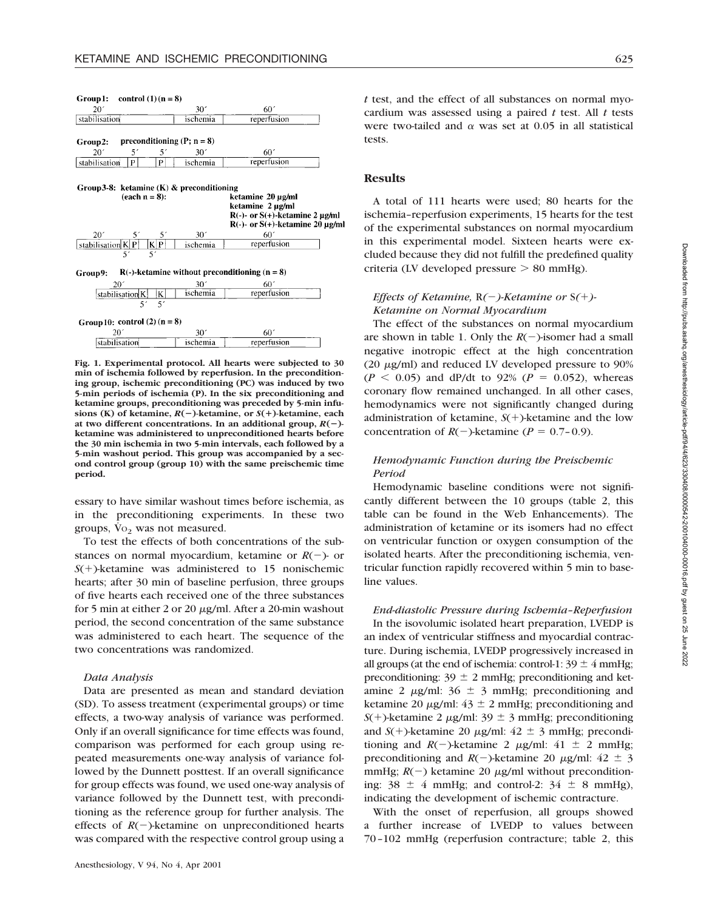**Group1: control (1) (n = 8)**

| 20´ | 30´ | 60´ |
|---|---|---|
| stabilisation | ischemia | reperfusion |

**Group2: preconditioning (P; n = 8)**

| 20´ | 5´ | 5´ | 30´ | 60´ |
|---|---|---|---|---|
| stabilisation | P | P | ischemia | reperfusion |

**Group3-8: ketamine (K) & preconditioning (each n = 8):**

ketamine 20 μg/ml
ketamine 2 μg/ml
R(-)- or S(+)-ketamine 2 μg/ml
R(-)- or S(+)-ketamine 20 μg/ml

| 20´ | 5´ | 5´ | 30´ | 60´ |
|---|---|---|---|---|
| stabilisation | K P (5´) | K P (5´) | ischemia | reperfusion |

**Group9: R(-)-ketamine without preconditioning (n = 8)**

| 20´ | | | 30´ | 60´ |
|---|---|---|---|---|
| stabilisation | K (5´) | K (5´) | ischemia | reperfusion |

**Group10: control (2) (n = 8)**

| 20´ | 30´ | 60´ |
|---|---|---|
| stabilisation | ischemia | reperfusion |

**Fig. 1. Experimental protocol. All hearts were subjected to 30 min of ischemia followed by reperfusion. In the preconditioning group, ischemic preconditioning (PC) was induced by two 5-min periods of ischemia (P). In the six preconditioning and ketamine groups, preconditioning was preceded by 5-min infusions (K) of ketamine, *R*(−)-ketamine, or *S*(+)-ketamine, each at two different concentrations. In an additional group, *R*(−)-ketamine was administered to unpreconditioned hearts before the 30 min ischemia in two 5-min intervals, each followed by a 5-min washout period. This group was accompanied by a second control group (group 10) with the same preischemic time period.**

essary to have similar washout times before ischemia, as in the preconditioning experiments. In these two groups, $\dot{V}O_2$ was not measured.

To test the effects of both concentrations of the substances on normal myocardium, ketamine or *R*(−)- or *S*(+)-ketamine was administered to 15 nonischemic hearts; after 30 min of baseline perfusion, three groups of five hearts each received one of the three substances for 5 min at either 2 or 20 μg/ml. After a 20-min washout period, the second concentration of the same substance was administered to each heart. The sequence of the two concentrations was randomized.

### *Data Analysis*

Data are presented as mean and standard deviation (SD). To assess treatment (experimental groups) or time effects, a two-way analysis of variance was performed. Only if an overall significance for time effects was found, comparison was performed for each group using repeated measurements one-way analysis of variance followed by the Dunnett posttest. If an overall significance for group effects was found, we used one-way analysis of variance followed by the Dunnett test, with preconditioning as the reference group for further analysis. The effects of *R*(−)-ketamine on unpreconditioned hearts was compared with the respective control group using a *t* test, and the effect of all substances on normal myocardium was assessed using a paired *t* test. All *t* tests were two-tailed and α was set at 0.05 in all statistical tests.

## Results

A total of 111 hearts were used; 80 hearts for the ischemia–reperfusion experiments, 15 hearts for the test of the experimental substances on normal myocardium in this experimental model. Sixteen hearts were excluded because they did not fulfill the predefined quality criteria (LV developed pressure > 80 mmHg).

### *Effects of Ketamine, R(−)-Ketamine or S(+)-Ketamine on Normal Myocardium*

The effect of the substances on normal myocardium are shown in table 1. Only the *R*(−)-isomer had a small negative inotropic effect at the high concentration (20 μg/ml) and reduced LV developed pressure to 90% ($P < 0.05$) and dP/dt to 92% ($P = 0.052$), whereas coronary flow remained unchanged. In all other cases, hemodynamics were not significantly changed during administration of ketamine, *S*(+)-ketamine and the low concentration of *R*(−)-ketamine ($P = 0.7$–$0.9$).

### *Hemodynamic Function during the Preischemic Period*

Hemodynamic baseline conditions were not significantly different between the 10 groups (table 2, this table can be found in the Web Enhancements). The administration of ketamine or its isomers had no effect on ventricular function or oxygen consumption of the isolated hearts. After the preconditioning ischemia, ventricular function rapidly recovered within 5 min to baseline values.

### *End-diastolic Pressure during Ischemia–Reperfusion*

In the isovolumic isolated heart preparation, LVEDP is an index of ventricular stiffness and myocardial contracture. During ischemia, LVEDP progressively increased in all groups (at the end of ischemia: control-1: 39 ± 4 mmHg; preconditioning: 39 ± 2 mmHg; preconditioning and ketamine 2 μg/ml: 36 ± 3 mmHg; preconditioning and ketamine 20 μg/ml: 43 ± 2 mmHg; preconditioning and *S*(+)-ketamine 2 μg/ml: 39 ± 3 mmHg; preconditioning and *S*(+)-ketamine 20 μg/ml: 42 ± 3 mmHg; preconditioning and *R*(−)-ketamine 2 μg/ml: 41 ± 2 mmHg; preconditioning and *R*(−)-ketamine 20 μg/ml: 42 ± 3 mmHg; *R*(−) ketamine 20 μg/ml without preconditioning: 38 ± 4 mmHg; and control-2: 34 ± 8 mmHg), indicating the development of ischemic contracture.

With the onset of reperfusion, all groups showed a further increase of LVEDP to values between 70–102 mmHg (reperfusion contracture; table 2, this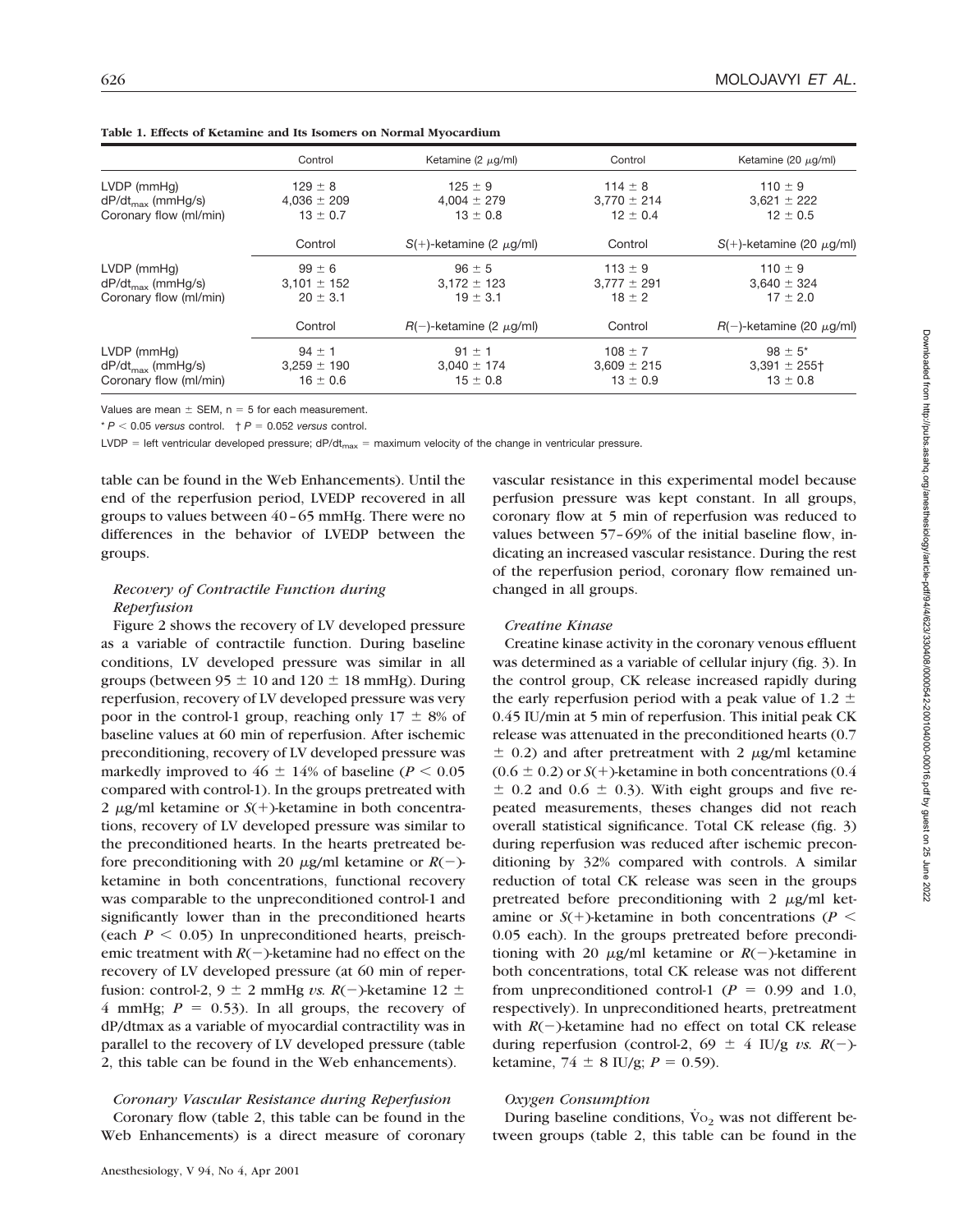**Table 1. Effects of Ketamine and Its Isomers on Normal Myocardium**

| | Control | Ketamine (2 μg/ml) | Control | Ketamine (20 μg/ml) |
|---|---|---|---|---|
| LVDP (mmHg) | 129 ± 8 | 125 ± 9 | 114 ± 8 | 110 ± 9 |
| $dP/dt_{max}$ (mmHg/s) | 4,036 ± 209 | 4,004 ± 279 | 3,770 ± 214 | 3,621 ± 222 |
| Coronary flow (ml/min) | 13 ± 0.7 | 13 ± 0.8 | 12 ± 0.4 | 12 ± 0.5 |
| | Control | S(+)-ketamine (2 μg/ml) | Control | S(+)-ketamine (20 μg/ml) |
| LVDP (mmHg) | 99 ± 6 | 96 ± 5 | 113 ± 9 | 110 ± 9 |
| $dP/dt_{max}$ (mmHg/s) | 3,101 ± 152 | 3,172 ± 123 | 3,777 ± 291 | 3,640 ± 324 |
| Coronary flow (ml/min) | 20 ± 3.1 | 19 ± 3.1 | 18 ± 2 | 17 ± 2.0 |
| | Control | R(−)-ketamine (2 μg/ml) | Control | R(−)-ketamine (20 μg/ml) |
| LVDP (mmHg) | 94 ± 1 | 91 ± 1 | 108 ± 7 | 98 ± 5* |
| $dP/dt_{max}$ (mmHg/s) | 3,259 ± 190 | 3,040 ± 174 | 3,609 ± 215 | 3,391 ± 255† |
| Coronary flow (ml/min) | 16 ± 0.6 | 15 ± 0.8 | 13 ± 0.9 | 13 ± 0.8 |

Values are mean ± SEM, n = 5 for each measurement.

* $P < 0.05$ *versus* control. † $P = 0.052$ *versus* control.

LVDP = left ventricular developed pressure; $dP/dt_{max}$ = maximum velocity of the change in ventricular pressure.

table can be found in the Web Enhancements). Until the end of the reperfusion period, LVEDP recovered in all groups to values between 40–65 mmHg. There were no differences in the behavior of LVEDP between the groups.

### *Recovery of Contractile Function during Reperfusion*

Figure 2 shows the recovery of LV developed pressure as a variable of contractile function. During baseline conditions, LV developed pressure was similar in all groups (between 95 ± 10 and 120 ± 18 mmHg). During reperfusion, recovery of LV developed pressure was very poor in the control-1 group, reaching only 17 ± 8% of baseline values at 60 min of reperfusion. After ischemic preconditioning, recovery of LV developed pressure was markedly improved to 46 ± 14% of baseline ($P < 0.05$ compared with control-1). In the groups pretreated with 2 μg/ml ketamine or *S*(+)-ketamine in both concentrations, recovery of LV developed pressure was similar to the preconditioned hearts. In the hearts pretreated before preconditioning with 20 μg/ml ketamine or *R*(−)-ketamine in both concentrations, functional recovery was comparable to the unpreconditioned control-1 and significantly lower than in the preconditioned hearts (each $P < 0.05$) In unpreconditioned hearts, preischemic treatment with *R*(−)-ketamine had no effect on the recovery of LV developed pressure (at 60 min of reperfusion: control-2, 9 ± 2 mmHg *vs. R*(−)-ketamine 12 ± 4 mmHg; $P = 0.53$). In all groups, the recovery of dP/dtmax as a variable of myocardial contractility was in parallel to the recovery of LV developed pressure (table 2, this table can be found in the Web enhancements).

### *Coronary Vascular Resistance during Reperfusion*

Coronary flow (table 2, this table can be found in the Web Enhancements) is a direct measure of coronary vascular resistance in this experimental model because perfusion pressure was kept constant. In all groups, coronary flow at 5 min of reperfusion was reduced to values between 57–69% of the initial baseline flow, indicating an increased vascular resistance. During the rest of the reperfusion period, coronary flow remained unchanged in all groups.

### *Creatine Kinase*

Creatine kinase activity in the coronary venous effluent was determined as a variable of cellular injury (fig. 3). In the control group, CK release increased rapidly during the early reperfusion period with a peak value of 1.2 ± 0.45 IU/min at 5 min of reperfusion. This initial peak CK release was attenuated in the preconditioned hearts (0.7 ± 0.2) and after pretreatment with 2 μg/ml ketamine (0.6 ± 0.2) or *S*(+)-ketamine in both concentrations (0.4 ± 0.2 and 0.6 ± 0.3). With eight groups and five repeated measurements, theses changes did not reach overall statistical significance. Total CK release (fig. 3) during reperfusion was reduced after ischemic preconditioning by 32% compared with controls. A similar reduction of total CK release was seen in the groups pretreated before preconditioning with 2 μg/ml ketamine or *S*(+)-ketamine in both concentrations ($P <$ 0.05 each). In the groups pretreated before preconditioning with 20 μg/ml ketamine or *R*(−)-ketamine in both concentrations, total CK release was not different from unpreconditioned control-1 ($P = 0.99$ and 1.0, respectively). In unpreconditioned hearts, pretreatment with *R*(−)-ketamine had no effect on total CK release during reperfusion (control-2, 69 ± 4 IU/g *vs. R*(−)-ketamine, 74 ± 8 IU/g; $P = 0.59$).

### *Oxygen Consumption*

During baseline conditions, $\dot{V}O_2$ was not different between groups (table 2, this table can be found in the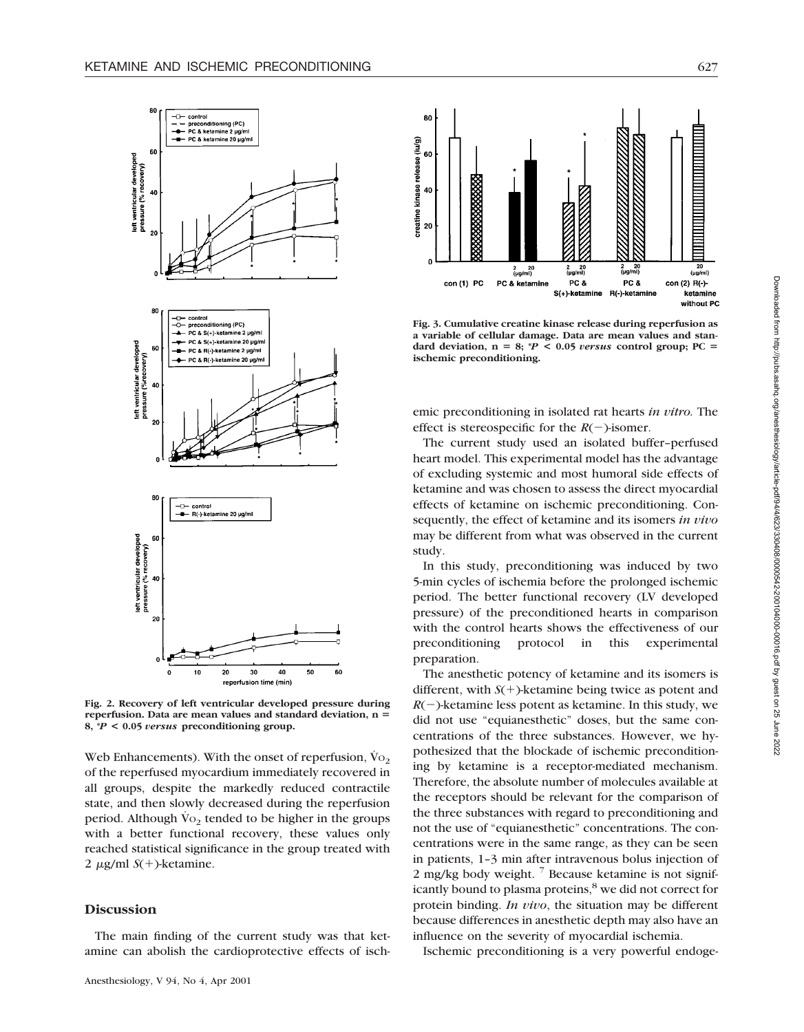Fig. 2. Recovery of left ventricular developed pressure during reperfusion. Data are mean values and standard deviation, n = 8, *P < 0.05 *versus* preconditioning group.

Fig. 3. Cumulative creatine kinase release during reperfusion as a variable of cellular damage. Data are mean values and standard deviation, n = 8; *P < 0.05 *versus* control group; PC = ischemic preconditioning.

Web Enhancements). With the onset of reperfusion, $\dot{V}O_2$ of the reperfused myocardium immediately recovered in all groups, despite the markedly reduced contractile state, and then slowly decreased during the reperfusion period. Although $\dot{V}O_2$ tended to be higher in the groups with a better functional recovery, these values only reached statistical significance in the group treated with 2 μg/ml *S*(+)-ketamine.

## Discussion

The main finding of the current study was that ketamine can abolish the cardioprotective effects of ischemic preconditioning in isolated rat hearts *in vitro*. The effect is stereospecific for the *R*(−)-isomer.

The current study used an isolated buffer–perfused heart model. This experimental model has the advantage of excluding systemic and most humoral side effects of ketamine and was chosen to assess the direct myocardial effects of ketamine on ischemic preconditioning. Consequently, the effect of ketamine and its isomers *in vivo* may be different from what was observed in the current study.

In this study, preconditioning was induced by two 5-min cycles of ischemia before the prolonged ischemic period. The better functional recovery (LV developed pressure) of the preconditioned hearts in comparison with the control hearts shows the effectiveness of our preconditioning protocol in this experimental preparation.

The anesthetic potency of ketamine and its isomers is different, with *S*(+)-ketamine being twice as potent and *R*(−)-ketamine less potent as ketamine. In this study, we did not use "equianesthetic" doses, but the same concentrations of the three substances. However, we hypothesized that the blockade of ischemic preconditioning by ketamine is a receptor-mediated mechanism. Therefore, the absolute number of molecules available at the receptors should be relevant for the comparison of the three substances with regard to preconditioning and not the use of "equianesthetic" concentrations. The concentrations were in the same range, as they can be seen in patients, 1–3 min after intravenous bolus injection of 2 mg/kg body weight.[7] Because ketamine is not significantly bound to plasma proteins,[8] we did not correct for protein binding. *In vivo*, the situation may be different because differences in anesthetic depth may also have an influence on the severity of myocardial ischemia.

Ischemic preconditioning is a very powerful endoge-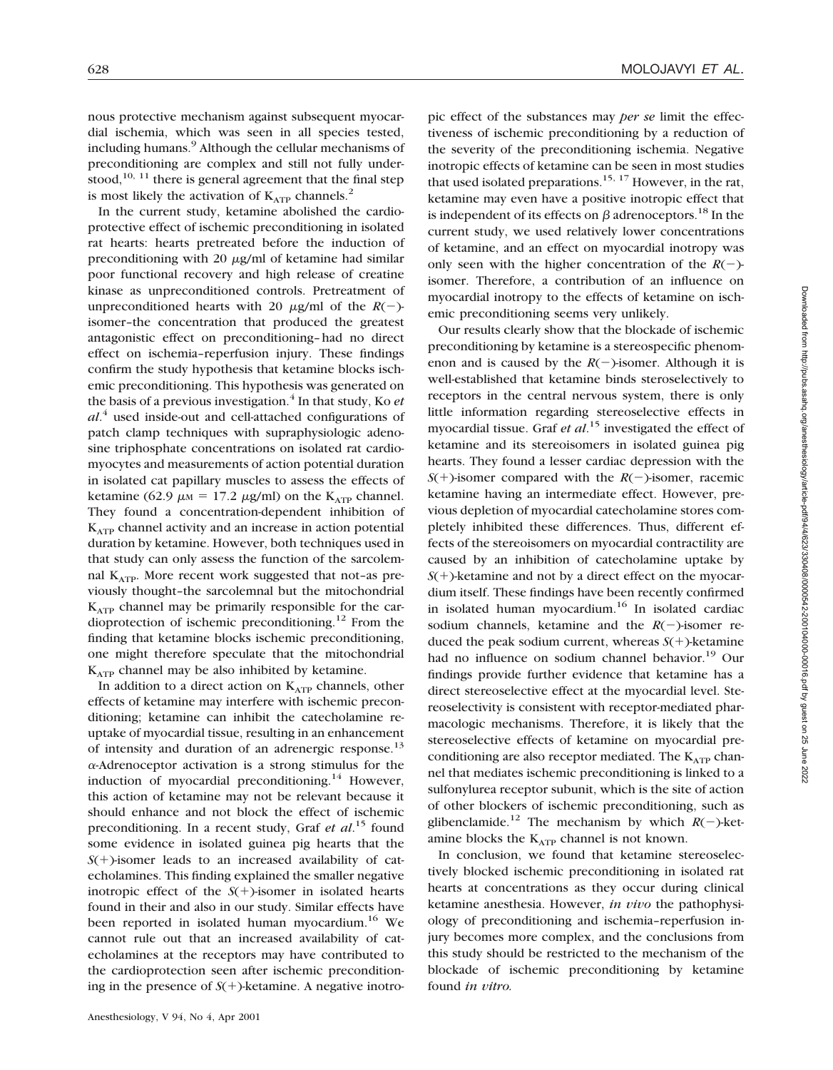nous protective mechanism against subsequent myocardial ischemia, which was seen in all species tested, including humans.[9] Although the cellular mechanisms of preconditioning are complex and still not fully understood,[10, 11] there is general agreement that the final step is most likely the activation of $K_{ATP}$ channels.[2]

In the current study, ketamine abolished the cardioprotective effect of ischemic preconditioning in isolated rat hearts: hearts pretreated before the induction of preconditioning with 20 $\mu$g/ml of ketamine had similar poor functional recovery and high release of creatine kinase as unpreconditioned controls. Pretreatment of unpreconditioned hearts with 20 $\mu$g/ml of the *R*(−)-isomer–the concentration that produced the greatest antagonistic effect on preconditioning–had no direct effect on ischemia–reperfusion injury. These findings confirm the study hypothesis that ketamine blocks ischemic preconditioning. This hypothesis was generated on the basis of a previous investigation.[4] In that study, Ko *et al*.[4] used inside-out and cell-attached configurations of patch clamp techniques with supraphysiologic adenosine triphosphate concentrations on isolated rat cardiomyocytes and measurements of action potential duration in isolated cat papillary muscles to assess the effects of ketamine (62.9 $\mu$M = 17.2 $\mu$g/ml) on the $K_{ATP}$ channel. They found a concentration-dependent inhibition of $K_{ATP}$ channel activity and an increase in action potential duration by ketamine. However, both techniques used in that study can only assess the function of the sarcolemnal $K_{ATP}$. More recent work suggested that not–as previously thought–the sarcolemnal but the mitochondrial $K_{ATP}$ channel may be primarily responsible for the cardioprotection of ischemic preconditioning.[12] From the finding that ketamine blocks ischemic preconditioning, one might therefore speculate that the mitochondrial $K_{ATP}$ channel may be also inhibited by ketamine.

In addition to a direct action on $K_{ATP}$ channels, other effects of ketamine may interfere with ischemic preconditioning; ketamine can inhibit the catecholamine reuptake of myocardial tissue, resulting in an enhancement of intensity and duration of an adrenergic response.[13] $\alpha$-Adrenoceptor activation is a strong stimulus for the induction of myocardial preconditioning.[14] However, this action of ketamine may not be relevant because it should enhance and not block the effect of ischemic preconditioning. In a recent study, Graf *et al*.[15] found some evidence in isolated guinea pig hearts that the *S*(+)-isomer leads to an increased availability of catecholamines. This finding explained the smaller negative inotropic effect of the *S*(+)-isomer in isolated hearts found in their and also in our study. Similar effects have been reported in isolated human myocardium.[16] We cannot rule out that an increased availability of catecholamines at the receptors may have contributed to the cardioprotection seen after ischemic preconditioning in the presence of *S*(+)-ketamine. A negative inotropic effect of the substances may *per se* limit the effectiveness of ischemic preconditioning by a reduction of the severity of the preconditioning ischemia. Negative inotropic effects of ketamine can be seen in most studies that used isolated preparations.[15, 17] However, in the rat, ketamine may even have a positive inotropic effect that is independent of its effects on $\beta$ adrenoceptors.[18] In the current study, we used relatively lower concentrations of ketamine, and an effect on myocardial inotropy was only seen with the higher concentration of the *R*(−)-isomer. Therefore, a contribution of an influence on myocardial inotropy to the effects of ketamine on ischemic preconditioning seems very unlikely.

Our results clearly show that the blockade of ischemic preconditioning by ketamine is a stereospecific phenomenon and is caused by the *R*(−)-isomer. Although it is well-established that ketamine binds steroselectively to receptors in the central nervous system, there is only little information regarding stereoselective effects in myocardial tissue. Graf *et al*.[15] investigated the effect of ketamine and its stereoisomers in isolated guinea pig hearts. They found a lesser cardiac depression with the *S*(+)-isomer compared with the *R*(−)-isomer, racemic ketamine having an intermediate effect. However, previous depletion of myocardial catecholamine stores completely inhibited these differences. Thus, different effects of the stereoisomers on myocardial contractility are caused by an inhibition of catecholamine uptake by *S*(+)-ketamine and not by a direct effect on the myocardium itself. These findings have been recently confirmed in isolated human myocardium.[16] In isolated cardiac sodium channels, ketamine and the *R*(−)-isomer reduced the peak sodium current, whereas *S*(+)-ketamine had no influence on sodium channel behavior.[19] Our findings provide further evidence that ketamine has a direct stereoselective effect at the myocardial level. Stereoselectivity is consistent with receptor-mediated pharmacologic mechanisms. Therefore, it is likely that the stereoselective effects of ketamine on myocardial preconditioning are also receptor mediated. The $K_{ATP}$ channel that mediates ischemic preconditioning is linked to a sulfonylurea receptor subunit, which is the site of action of other blockers of ischemic preconditioning, such as glibenclamide.[12] The mechanism by which *R*(−)-ketamine blocks the $K_{ATP}$ channel is not known.

In conclusion, we found that ketamine stereoselectively blocked ischemic preconditioning in isolated rat hearts at concentrations as they occur during clinical ketamine anesthesia. However, *in vivo* the pathophysiology of preconditioning and ischemia–reperfusion injury becomes more complex, and the conclusions from this study should be restricted to the mechanism of the blockade of ischemic preconditioning by ketamine found *in vitro*.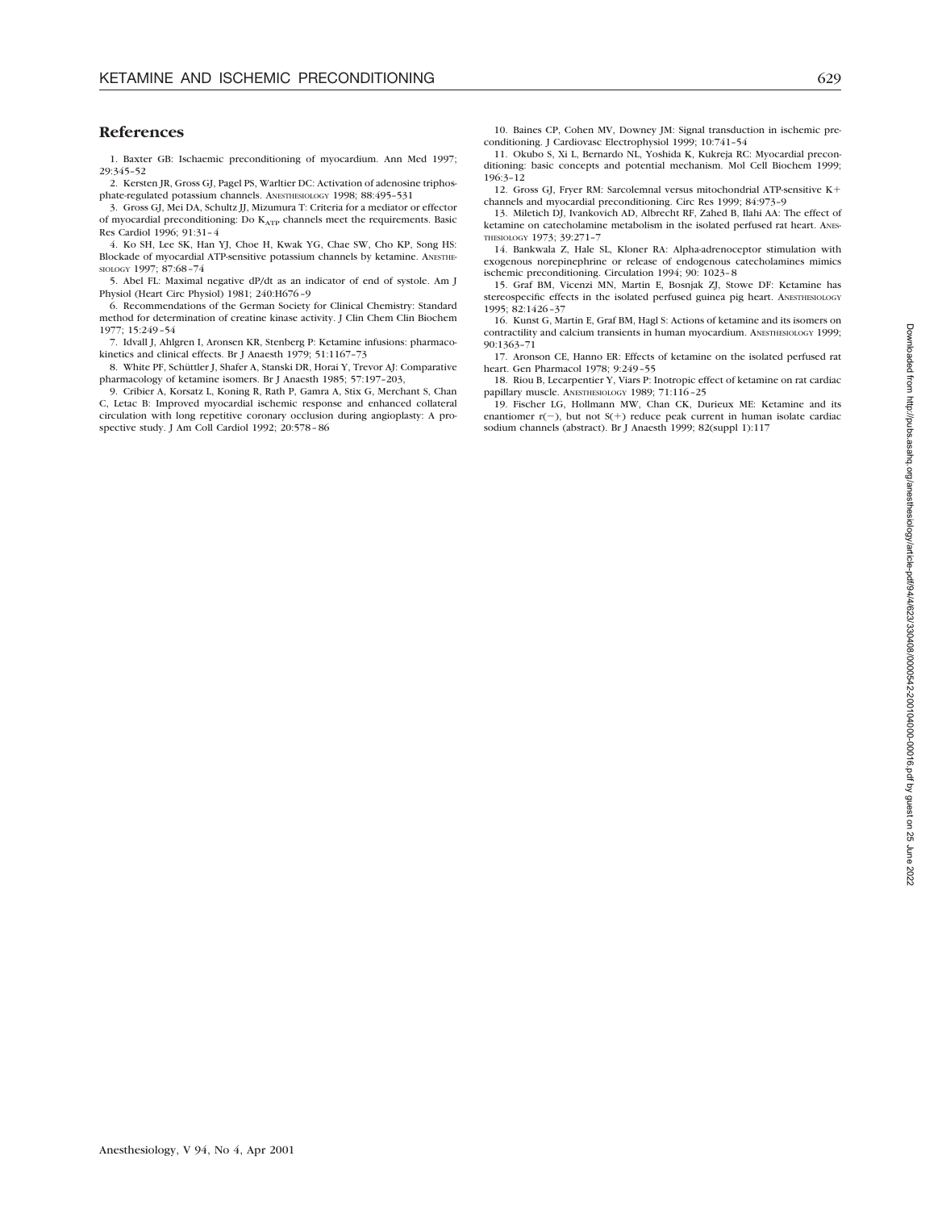## References

1. Baxter GB: Ischaemic preconditioning of myocardium. Ann Med 1997; 29:345–52
2. Kersten JR, Gross GJ, Pagel PS, Warltier DC: Activation of adenosine triphosphate-regulated potassium channels. ANESTHESIOLOGY 1998; 88:495–531
3. Gross GJ, Mei DA, Schultz JJ, Mizumura T: Criteria for a mediator or effector of myocardial preconditioning: Do $K_{ATP}$ channels meet the requirements. Basic Res Cardiol 1996; 91:31–4
4. Ko SH, Lee SK, Han YJ, Choe H, Kwak YG, Chae SW, Cho KP, Song HS: Blockade of myocardial ATP-sensitive potassium channels by ketamine. ANESTHESIOLOGY 1997; 87:68–74
5. Abel FL: Maximal negative dP/dt as an indicator of end of systole. Am J Physiol (Heart Circ Physiol) 1981; 240:H676–9
6. Recommendations of the German Society for Clinical Chemistry: Standard method for determination of creatine kinase activity. J Clin Chem Clin Biochem 1977; 15:249–54
7. Idvall J, Ahlgren I, Aronsen KR, Stenberg P: Ketamine infusions: pharmacokinetics and clinical effects. Br J Anaesth 1979; 51:1167–73
8. White PF, Schüttler J, Shafer A, Stanski DR, Horai Y, Trevor AJ: Comparative pharmacology of ketamine isomers. Br J Anaesth 1985; 57:197–203,
9. Cribier A, Korsatz L, Koning R, Rath P, Gamra A, Stix G, Merchant S, Chan C, Letac B: Improved myocardial ischemic response and enhanced collateral circulation with long repetitive coronary occlusion during angioplasty: A prospective study. J Am Coll Cardiol 1992; 20:578–86
10. Baines CP, Cohen MV, Downey JM: Signal transduction in ischemic preconditioning. J Cardiovasc Electrophysiol 1999; 10:741–54
11. Okubo S, Xi L, Bernardo NL, Yoshida K, Kukreja RC: Myocardial preconditioning: basic concepts and potential mechanism. Mol Cell Biochem 1999; 196:3–12
12. Gross GJ, Fryer RM: Sarcolemnal versus mitochondrial ATP-sensitive K+ channels and myocardial preconditioning. Circ Res 1999; 84:973–9
13. Miletich DJ, Ivankovich AD, Albrecht RF, Zahed B, Ilahi AA: The effect of ketamine on catecholamine metabolism in the isolated perfused rat heart. ANESTHESIOLOGY 1973; 39:271–7
14. Bankwala Z, Hale SL, Kloner RA: Alpha-adrenoceptor stimulation with exogenous norepinephrine or release of endogenous catecholamines mimics ischemic preconditioning. Circulation 1994; 90: 1023–8
15. Graf BM, Vicenzi MN, Martin E, Bosnjak ZJ, Stowe DF: Ketamine has stereospecific effects in the isolated perfused guinea pig heart. ANESTHESIOLOGY 1995; 82:1426–37
16. Kunst G, Martin E, Graf BM, Hagl S: Actions of ketamine and its isomers on contractility and calcium transients in human myocardium. ANESTHESIOLOGY 1999; 90:1363–71
17. Aronson CE, Hanno ER: Effects of ketamine on the isolated perfused rat heart. Gen Pharmacol 1978; 9:249–55
18. Riou B, Lecarpentier Y, Viars P: Inotropic effect of ketamine on rat cardiac papillary muscle. ANESTHESIOLOGY 1989; 71:116–25
19. Fischer LG, Hollmann MW, Chan CK, Durieux ME: Ketamine and its enantiomer r(−), but not S(+) reduce peak current in human isolate cardiac sodium channels (abstract). Br J Anaesth 1999; 82(suppl 1):117